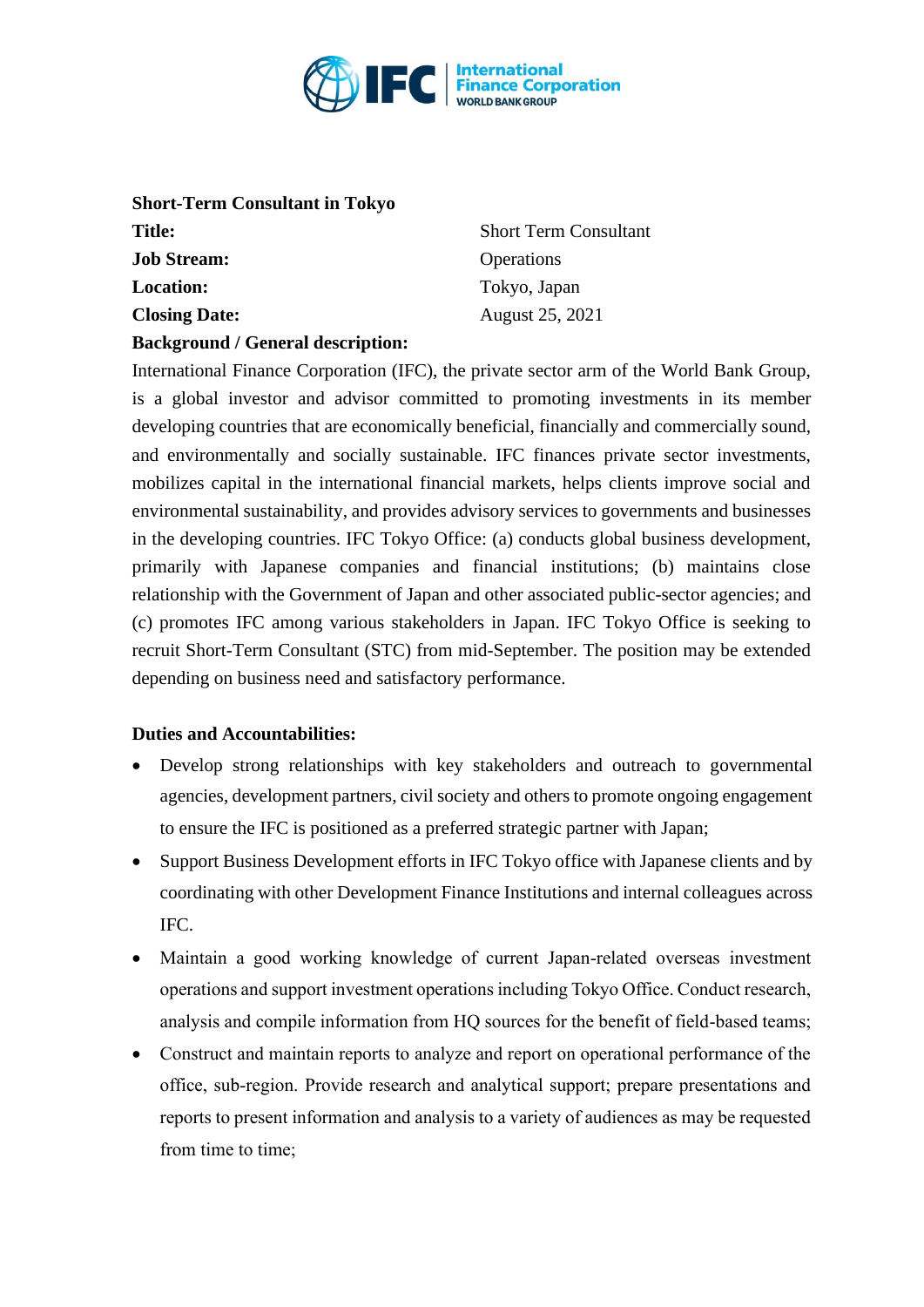**Short-Term Consultant in Tokyo**

| | |
|---|---|
| **Title:** | Short Term Consultant |
| **Job Stream:** | Operations |
| **Location:** | Tokyo, Japan |
| **Closing Date:** | August 25, 2021 |

**Background / General description:**

International Finance Corporation (IFC), the private sector arm of the World Bank Group, is a global investor and advisor committed to promoting investments in its member developing countries that are economically beneficial, financially and commercially sound, and environmentally and socially sustainable. IFC finances private sector investments, mobilizes capital in the international financial markets, helps clients improve social and environmental sustainability, and provides advisory services to governments and businesses in the developing countries. IFC Tokyo Office: (a) conducts global business development, primarily with Japanese companies and financial institutions; (b) maintains close relationship with the Government of Japan and other associated public-sector agencies; and (c) promotes IFC among various stakeholders in Japan. IFC Tokyo Office is seeking to recruit Short-Term Consultant (STC) from mid-September. The position may be extended depending on business need and satisfactory performance.

**Duties and Accountabilities:**

- Develop strong relationships with key stakeholders and outreach to governmental agencies, development partners, civil society and others to promote ongoing engagement to ensure the IFC is positioned as a preferred strategic partner with Japan;
- Support Business Development efforts in IFC Tokyo office with Japanese clients and by coordinating with other Development Finance Institutions and internal colleagues across IFC.
- Maintain a good working knowledge of current Japan-related overseas investment operations and support investment operations including Tokyo Office. Conduct research, analysis and compile information from HQ sources for the benefit of field-based teams;
- Construct and maintain reports to analyze and report on operational performance of the office, sub-region. Provide research and analytical support; prepare presentations and reports to present information and analysis to a variety of audiences as may be requested from time to time;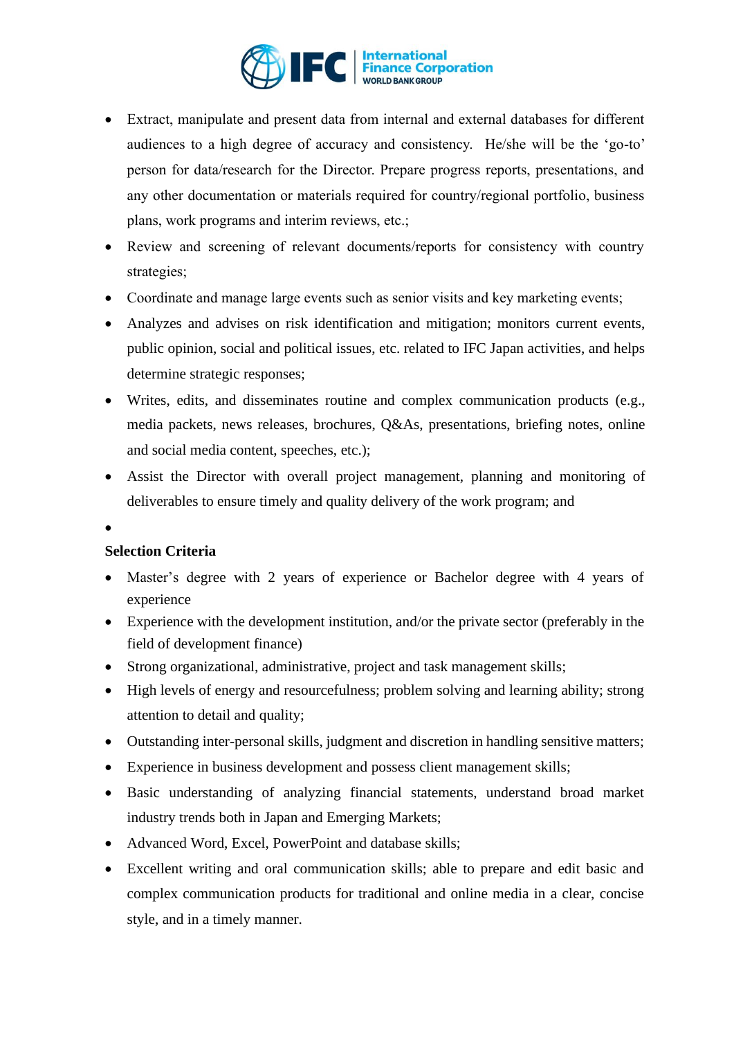- Extract, manipulate and present data from internal and external databases for different audiences to a high degree of accuracy and consistency. He/she will be the 'go-to' person for data/research for the Director. Prepare progress reports, presentations, and any other documentation or materials required for country/regional portfolio, business plans, work programs and interim reviews, etc.;
- Review and screening of relevant documents/reports for consistency with country strategies;
- Coordinate and manage large events such as senior visits and key marketing events;
- Analyzes and advises on risk identification and mitigation; monitors current events, public opinion, social and political issues, etc. related to IFC Japan activities, and helps determine strategic responses;
- Writes, edits, and disseminates routine and complex communication products (e.g., media packets, news releases, brochures, Q&As, presentations, briefing notes, online and social media content, speeches, etc.);
- Assist the Director with overall project management, planning and monitoring of deliverables to ensure timely and quality delivery of the work program; and
- 

**Selection Criteria**

- Master's degree with 2 years of experience or Bachelor degree with 4 years of experience
- Experience with the development institution, and/or the private sector (preferably in the field of development finance)
- Strong organizational, administrative, project and task management skills;
- High levels of energy and resourcefulness; problem solving and learning ability; strong attention to detail and quality;
- Outstanding inter-personal skills, judgment and discretion in handling sensitive matters;
- Experience in business development and possess client management skills;
- Basic understanding of analyzing financial statements, understand broad market industry trends both in Japan and Emerging Markets;
- Advanced Word, Excel, PowerPoint and database skills;
- Excellent writing and oral communication skills; able to prepare and edit basic and complex communication products for traditional and online media in a clear, concise style, and in a timely manner.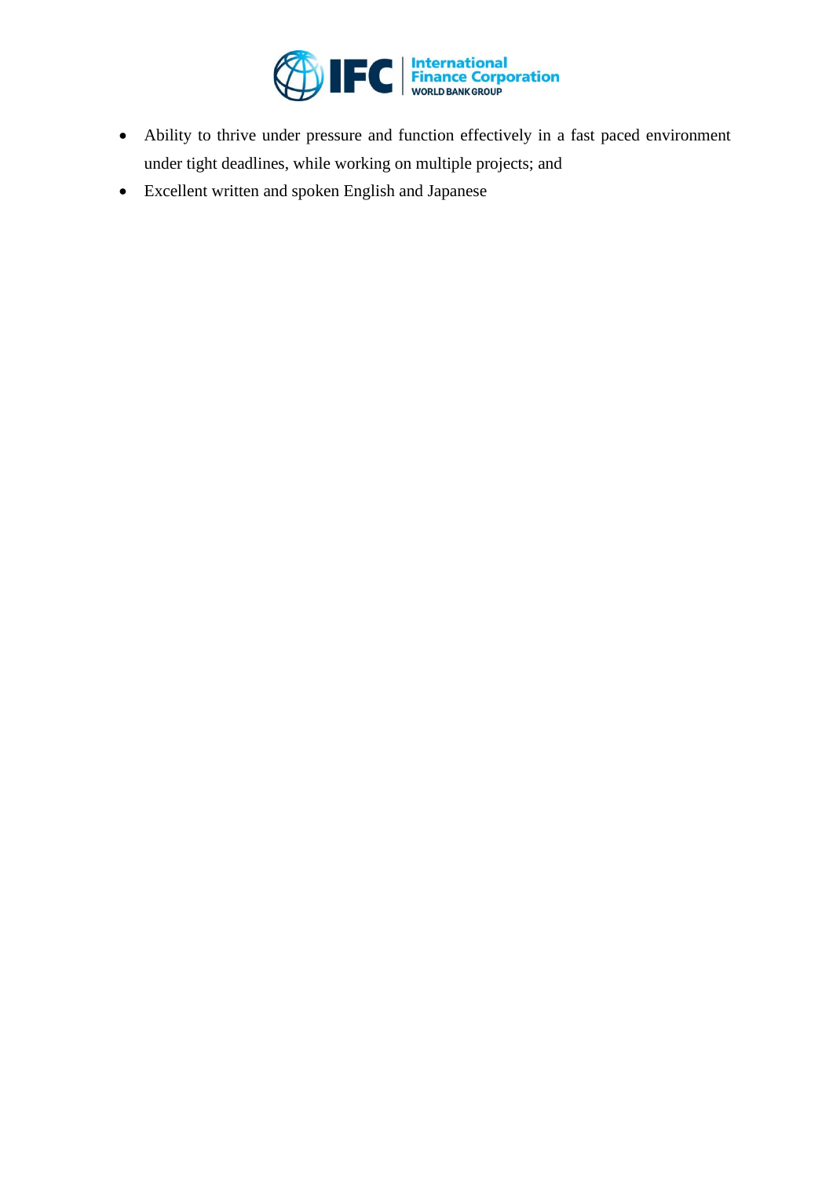- Ability to thrive under pressure and function effectively in a fast paced environment under tight deadlines, while working on multiple projects; and
- Excellent written and spoken English and Japanese